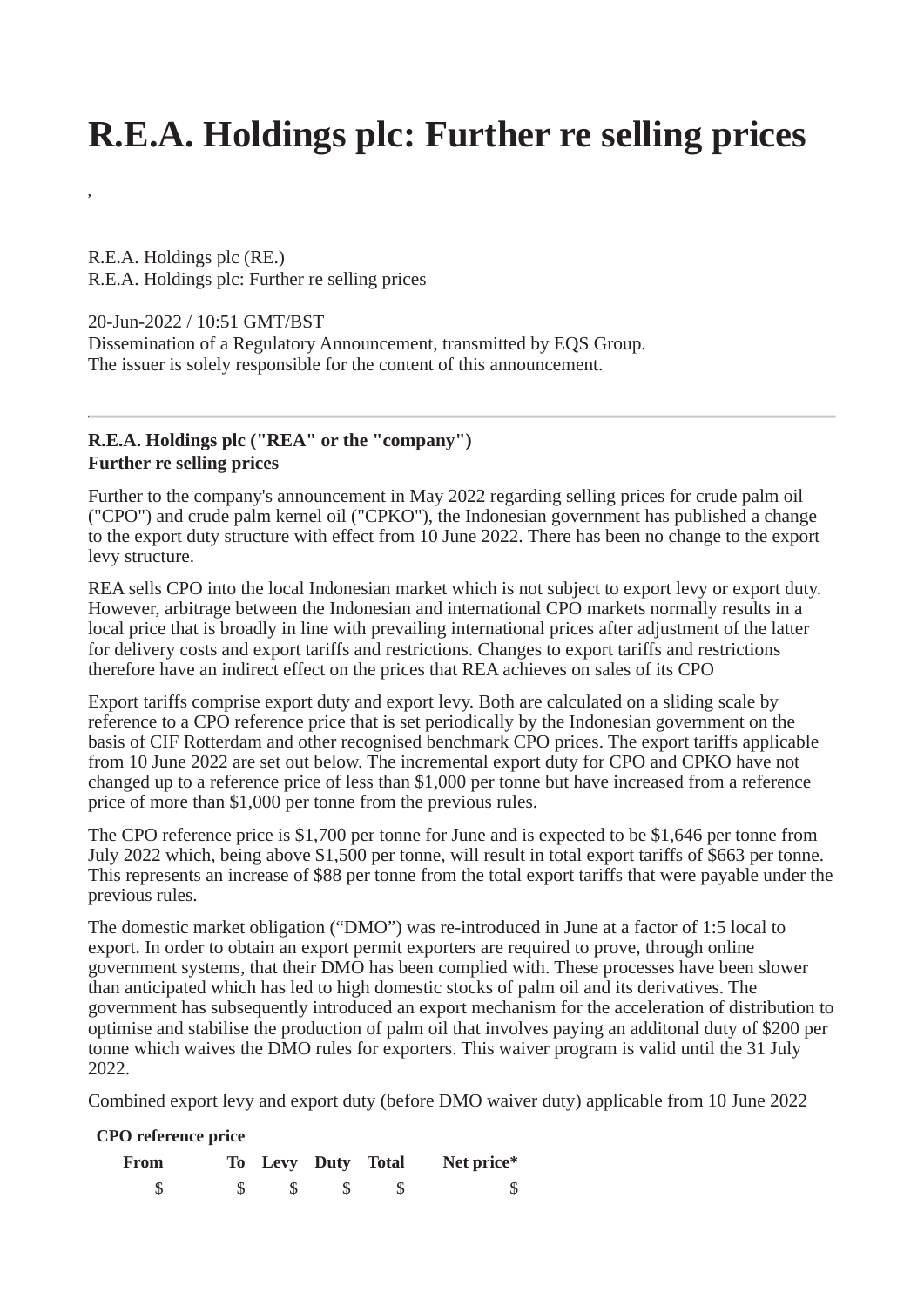# R.E.A. Holdings plc: Further re selling prices

,

R.E.A. Holdings plc (RE.)
R.E.A. Holdings plc: Further re selling prices

20-Jun-2022 / 10:51 GMT/BST
Dissemination of a Regulatory Announcement, transmitted by EQS Group.
The issuer is solely responsible for the content of this announcement.

---

**R.E.A. Holdings plc ("REA" or the "company")**
**Further re selling prices**

Further to the company's announcement in May 2022 regarding selling prices for crude palm oil ("CPO") and crude palm kernel oil ("CPKO"), the Indonesian government has published a change to the export duty structure with effect from 10 June 2022. There has been no change to the export levy structure.

REA sells CPO into the local Indonesian market which is not subject to export levy or export duty. However, arbitrage between the Indonesian and international CPO markets normally results in a local price that is broadly in line with prevailing international prices after adjustment of the latter for delivery costs and export tariffs and restrictions. Changes to export tariffs and restrictions therefore have an indirect effect on the prices that REA achieves on sales of its CPO

Export tariffs comprise export duty and export levy. Both are calculated on a sliding scale by reference to a CPO reference price that is set periodically by the Indonesian government on the basis of CIF Rotterdam and other recognised benchmark CPO prices. The export tariffs applicable from 10 June 2022 are set out below. The incremental export duty for CPO and CPKO have not changed up to a reference price of less than $1,000 per tonne but have increased from a reference price of more than $1,000 per tonne from the previous rules.

The CPO reference price is $1,700 per tonne for June and is expected to be $1,646 per tonne from July 2022 which, being above $1,500 per tonne, will result in total export tariffs of $663 per tonne. This represents an increase of $88 per tonne from the total export tariffs that were payable under the previous rules.

The domestic market obligation ("DMO") was re-introduced in June at a factor of 1:5 local to export. In order to obtain an export permit exporters are required to prove, through online government systems, that their DMO has been complied with. These processes have been slower than anticipated which has led to high domestic stocks of palm oil and its derivatives. The government has subsequently introduced an export mechanism for the acceleration of distribution to optimise and stabilise the production of palm oil that involves paying an additonal duty of $200 per tonne which waives the DMO rules for exporters. This waiver program is valid until the 31 July 2022.

Combined export levy and export duty (before DMO waiver duty) applicable from 10 June 2022

| CPO reference price | | | | | |
|---|---|---|---|---|---|
| From | To | Levy | Duty | Total | Net price* |
| $ | $ | $ | $ | $ | $ |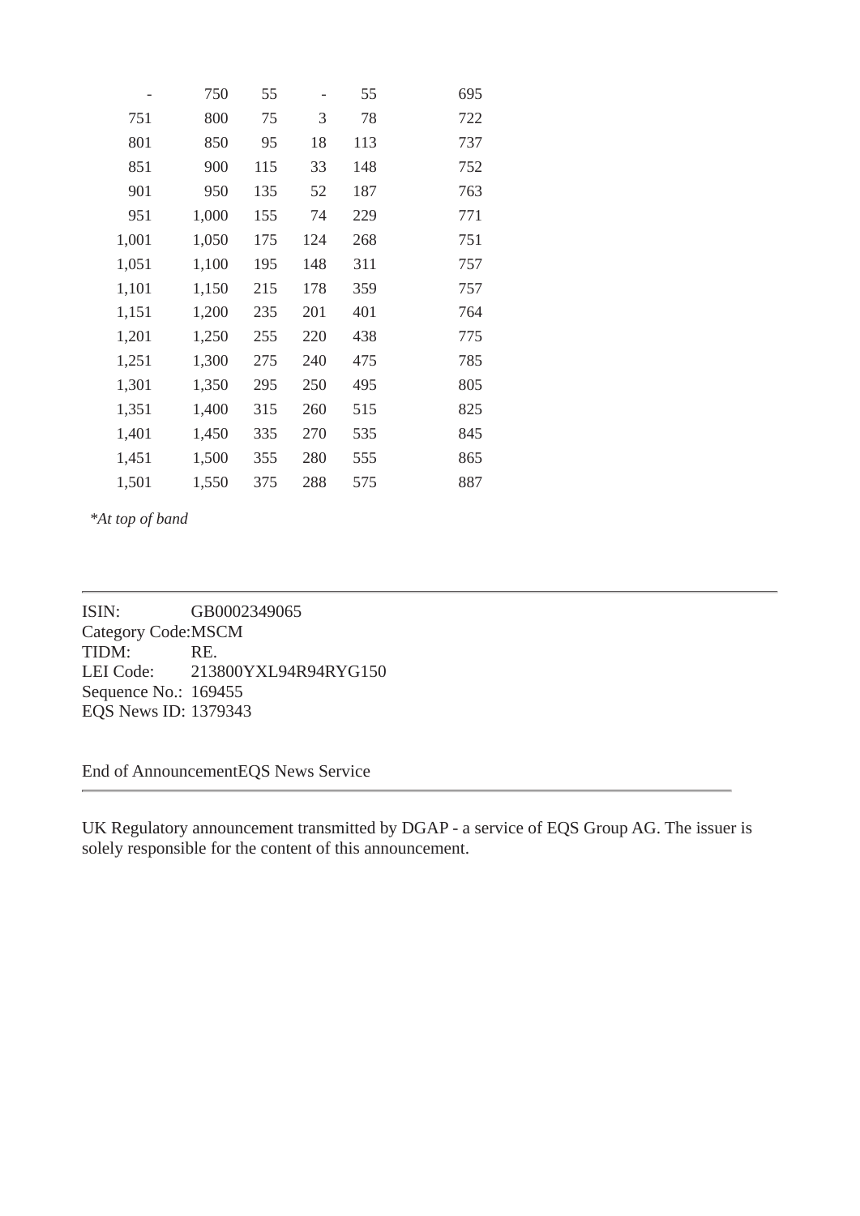| | | | | | |
|---|---|---|---|---|---|
| - | 750 | 55 | - | 55 | 695 |
| 751 | 800 | 75 | 3 | 78 | 722 |
| 801 | 850 | 95 | 18 | 113 | 737 |
| 851 | 900 | 115 | 33 | 148 | 752 |
| 901 | 950 | 135 | 52 | 187 | 763 |
| 951 | 1,000 | 155 | 74 | 229 | 771 |
| 1,001 | 1,050 | 175 | 124 | 268 | 751 |
| 1,051 | 1,100 | 195 | 148 | 311 | 757 |
| 1,101 | 1,150 | 215 | 178 | 359 | 757 |
| 1,151 | 1,200 | 235 | 201 | 401 | 764 |
| 1,201 | 1,250 | 255 | 220 | 438 | 775 |
| 1,251 | 1,300 | 275 | 240 | 475 | 785 |
| 1,301 | 1,350 | 295 | 250 | 495 | 805 |
| 1,351 | 1,400 | 315 | 260 | 515 | 825 |
| 1,401 | 1,450 | 335 | 270 | 535 | 845 |
| 1,451 | 1,500 | 355 | 280 | 555 | 865 |
| 1,501 | 1,550 | 375 | 288 | 575 | 887 |

*\*At top of band*

---

ISIN: GB0002349065
Category Code: MSCM
TIDM: RE.
LEI Code: 213800YXL94R94RYG150
Sequence No.: 169455
EQS News ID: 1379343

End of Announcement EQS News Service

---

UK Regulatory announcement transmitted by DGAP - a service of EQS Group AG. The issuer is solely responsible for the content of this announcement.